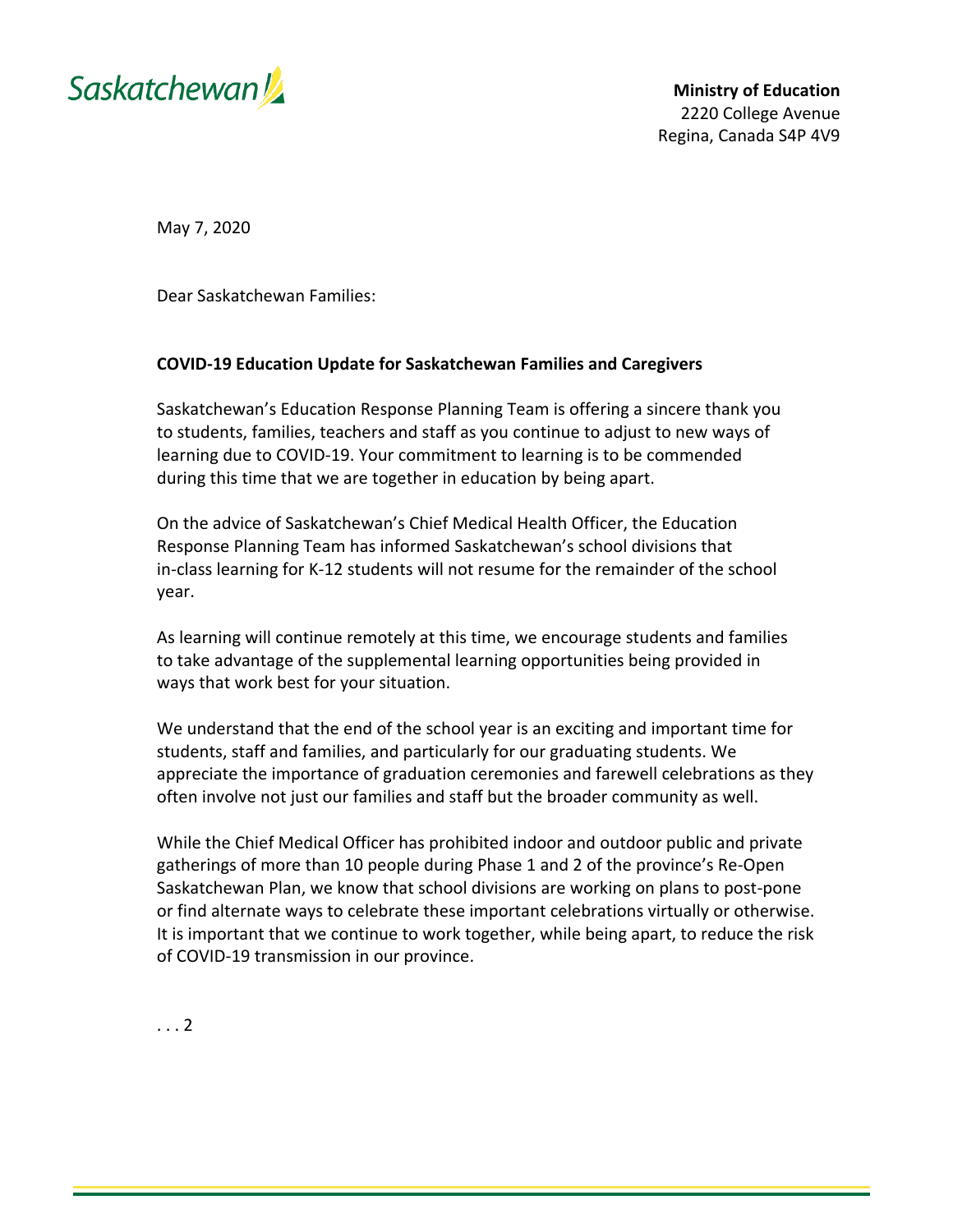Saskatchewan

**Ministry of Education**
2220 College Avenue
Regina, Canada S4P 4V9

May 7, 2020

Dear Saskatchewan Families:

**COVID-19 Education Update for Saskatchewan Families and Caregivers**

Saskatchewan's Education Response Planning Team is offering a sincere thank you to students, families, teachers and staff as you continue to adjust to new ways of learning due to COVID-19. Your commitment to learning is to be commended during this time that we are together in education by being apart.

On the advice of Saskatchewan's Chief Medical Health Officer, the Education Response Planning Team has informed Saskatchewan's school divisions that in-class learning for K-12 students will not resume for the remainder of the school year.

As learning will continue remotely at this time, we encourage students and families to take advantage of the supplemental learning opportunities being provided in ways that work best for your situation.

We understand that the end of the school year is an exciting and important time for students, staff and families, and particularly for our graduating students. We appreciate the importance of graduation ceremonies and farewell celebrations as they often involve not just our families and staff but the broader community as well.

While the Chief Medical Officer has prohibited indoor and outdoor public and private gatherings of more than 10 people during Phase 1 and 2 of the province's Re-Open Saskatchewan Plan, we know that school divisions are working on plans to post-pone or find alternate ways to celebrate these important celebrations virtually or otherwise. It is important that we continue to work together, while being apart, to reduce the risk of COVID-19 transmission in our province.

. . . 2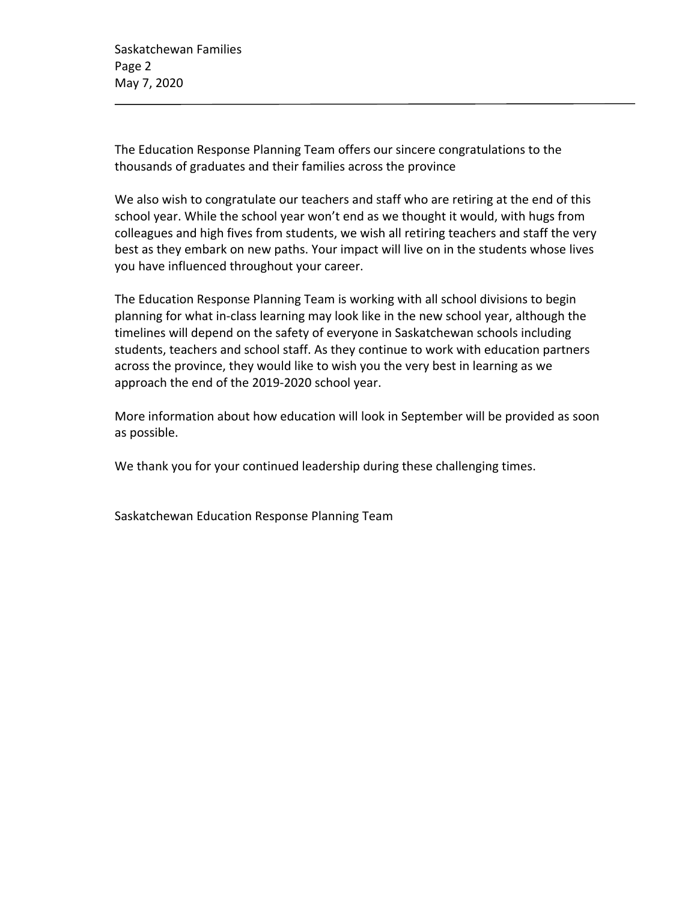The Education Response Planning Team offers our sincere congratulations to the thousands of graduates and their families across the province

We also wish to congratulate our teachers and staff who are retiring at the end of this school year. While the school year won't end as we thought it would, with hugs from colleagues and high fives from students, we wish all retiring teachers and staff the very best as they embark on new paths. Your impact will live on in the students whose lives you have influenced throughout your career.

The Education Response Planning Team is working with all school divisions to begin planning for what in-class learning may look like in the new school year, although the timelines will depend on the safety of everyone in Saskatchewan schools including students, teachers and school staff. As they continue to work with education partners across the province, they would like to wish you the very best in learning as we approach the end of the 2019-2020 school year.

More information about how education will look in September will be provided as soon as possible.

We thank you for your continued leadership during these challenging times.

Saskatchewan Education Response Planning Team